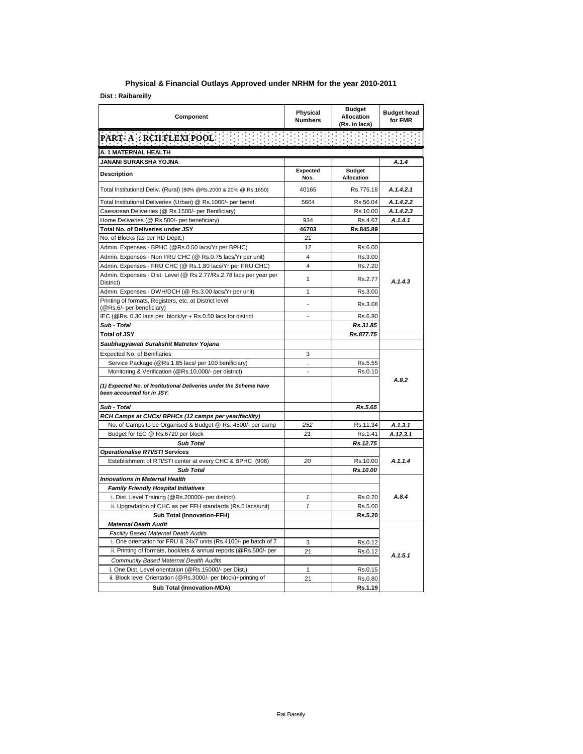## Physical & Financial Outlays Approved under NRHM for the year 2010-2011

**Dist : Raibareilly**

| Component | Physical Numbers | Budget Allocation (Rs. in lacs) | Budget head for FMR |
|---|---|---|---|
| **PART- A : RCH FLEXI POOL** | | | |
| **A. 1 MATERNAL HEALTH** | | | |
| **JANANI SURAKSHA YOJNA** | | | ***A.1.4*** |
| **Description** | **Expected Nos.** | **Budget Allocation** | |
| Total Institutional Deliv. (Rural) (80% @Rs.2000 & 20% @ Rs.1650) | 40165 | Rs.775.18 | ***A.1.4.2.1*** |
| Total Institutional Deliveries (Urban) @ Rs.1000/- per benef. | 5604 | Rs.56.04 | ***A.1.4.2.2*** |
| Caesarean Deliveiries (@ Rs.1500/- per Benificiary) | | Rs.10.00 | ***A.1.4.2.3*** |
| Home Deliveries (@ Rs.500/- per beneficiary) | 934 | Rs.4.67 | ***A.1.4.1*** |
| **Total No. of Deliveries under JSY** | **46703** | **Rs.845.89** | |
| No. of Blocks (as per RD Deptt.) | 21 | | |
| Admin. Expenses - BPHC (@Rs.0.50 lacs/Yr per BPHC) | 12 | Rs.6.00 | ***A.1.4.3*** |
| Admin. Expenses - Non FRU CHC (@ Rs.0.75 lacs/Yr per unit) | 4 | Rs.3.00 | |
| Admin. Expenses - FRU CHC (@ Rs.1.80 lacs/Yr per FRU CHC) | 4 | Rs.7.20 | |
| Admin. Expenses - Dist. Level (@ Rs.2.77/Rs.2.78 lacs per year per District) | 1 | Rs.2.77 | |
| Admin. Expenses - DWH/DCH (@ Rs.3.00 lacs/Yr per unit) | 1 | Rs.3.00 | |
| Printing of formats, Registers, etc. at District level (@Rs.6/- per beneficiary) | - | Rs.3.08 | |
| IEC (@Rs. 0.30 lacs per block/yr + Rs.0.50 lacs for district | - | Rs.6.80 | |
| ***Sub - Total*** | | ***Rs.31.85*** | |
| **Total of JSY** | | ***Rs.877.75*** | |
| ***Saubhagyawati Surakshit Matretev Yojana*** | | | |
| Expected No. of Benifiaries | 3 | | ***A.8.2*** |
| Service Package (@Rs.1.85 lacs/ per 100 benificiary) | . | Rs.5.55 | |
| Monitoring & Verification (@Rs.10,000/- per district) | - | Rs.0.10 | |
| ***(1) Expected No. of Institutional Deliveries under the Scheme have been accounted for in JSY.*** | | | |
| ***Sub - Total*** | | ***Rs.5.65*** | |
| ***RCH Camps at CHCs/ BPHCs (12 camps per year/facility)*** | | | |
| No. of Camps to be Organised & Budget @ Rs. 4500/- per camp | *252* | Rs.11.34 | ***A.1.3.1*** |
| Budget for IEC @ Rs.6720 per block | *21* | Rs.1.41 | ***A.12.3.1*** |
| ***Sub Total*** | | ***Rs.12.75*** | |
| ***Operationalise RTI/STI Services*** | | | |
| Esteblishment of RTI/STI center at every CHC & BPHC (908) | *20* | Rs.10.00 | ***A.1.1.4*** |
| ***Sub Total*** | | ***Rs.10.00*** | |
| ***Innovations in Maternal Health*** | | | |
| ***Family Friendly Hospital Initiatives*** | | | ***A.8.4*** |
| i. Dist. Level Training (@Rs.20000/- per district) | *1* | Rs.0.20 | |
| ii. Upgradation of CHC as per FFH standards (Rs.5 lacs/unit) | *1* | Rs.5.00 | |
| **Sub Total (Innovation-FFH)** | | **Rs.5.20** | |
| ***Maternal Death Audit*** | | | ***A.1.5.1*** |
| *Facility Based Maternal Death Audits* | | | |
| i. One orientation for FRU & 24x7 units (Rs.4100/- pe batch of 7 | 3 | Rs.0.12 | |
| ii. Printing of formats, booklets & annual reports (@Rs.500/- per | 21 | Rs.0.12 | |
| *Community Based Maternal Dealth Audits* | | | |
| i. One Dist. Level orientation (@Rs.15000/- per Dist.) | 1 | Rs.0.15 | |
| ii. Block level Orientation (@Rs.3000/- per block)+printing of | 21 | Rs.0.80 | |
| **Sub Total (Innovation-MDA)** | | **Rs.1.19** | |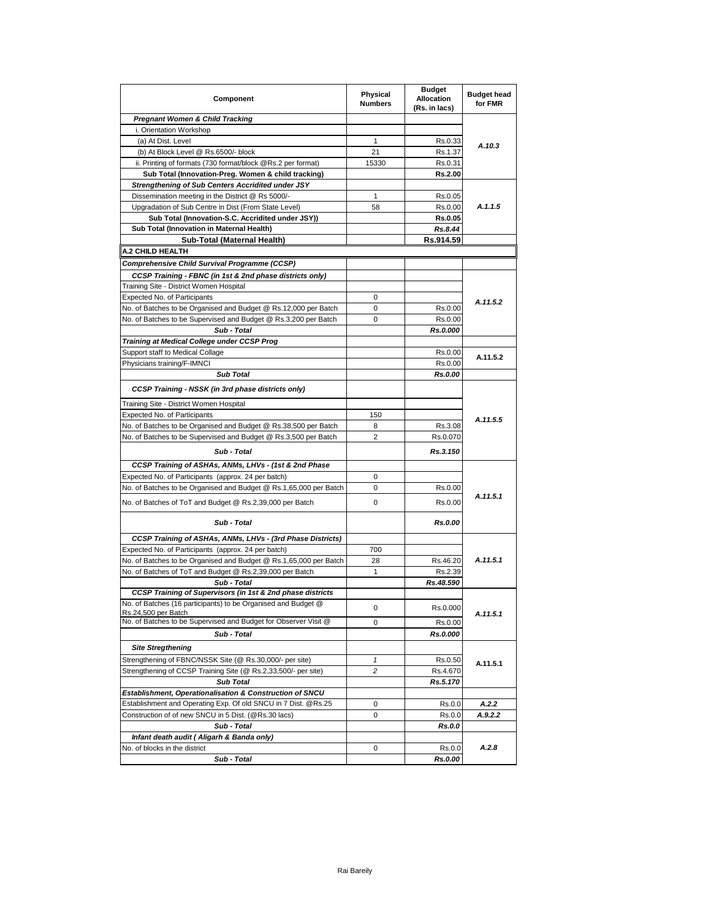| Component | Physical Numbers | Budget Allocation (Rs. in lacs) | Budget head for FMR |
|---|---|---|---|
| ***Pregnant Women & Child Tracking*** | | | |
| i. Orientation Workshop | | | |
| (a) At Dist. Level | 1 | Rs.0.33 | *A.10.3* |
| (b) At Block Level @ Rs.6500/- block | 21 | Rs.1.37 | |
| ii. Printing of formats (730 format/block @Rs.2 per format) | 15330 | Rs.0.31 | |
| **Sub Total (Innovation-Preg. Women & child tracking)** | | **Rs.2.00** | |
| ***Strengthening of Sub Centers Accridited under JSY*** | | | |
| Dissemination meeting in the District @ Rs 5000/- | 1 | Rs.0.05 | *A.1.1.5* |
| Upgradation of Sub Centre in Dist (From State Level) | 58 | Rs.0.00 | |
| **Sub Total (Innovation-S.C. Accridited under JSY))** | | **Rs.0.05** | |
| **Sub Total (Innovation in Maternal Health)** | | ***Rs.8.44*** | |
| **Sub-Total (Maternal Health)** | | **Rs.914.59** | |
| **A.2 CHILD HEALTH** | | | |
| ***Comprehensive Child Survival Programme (CCSP)*** | | | |
| ***CCSP Training - FBNC (in 1st & 2nd phase districts only)*** | | | |
| Training Site - District Women Hospital | | | *A.11.5.2* |
| Expected No. of Participants | 0 | | |
| No. of Batches to be Organised and Budget @ Rs.12,000 per Batch | 0 | Rs.0.00 | |
| No. of Batches to be Supervised and Budget @ Rs.3,200 per Batch | 0 | Rs.0.00 | |
| ***Sub - Total*** | | ***Rs.0.000*** | |
| ***Training at Medical College under CCSP Prog*** | | | |
| Support staff to Medical Collage | | Rs.0.00 | A.11.5.2 |
| Physicians training/F-IMNCI | | Rs.0.00 | |
| ***Sub Total*** | | ***Rs.0.00*** | |
| ***CCSP Training - NSSK (in 3rd phase districts only)*** | | | |
| Training Site - District Women Hospital | | | *A.11.5.5* |
| Expected No. of Participants | 150 | | |
| No. of Batches to be Organised and Budget @ Rs.38,500 per Batch | 8 | Rs.3.08 | |
| No. of Batches to be Supervised and Budget @ Rs.3,500 per Batch | 2 | Rs.0.070 | |
| ***Sub - Total*** | | ***Rs.3.150*** | |
| ***CCSP Training of ASHAs, ANMs, LHVs - (1st & 2nd Phase*** | | | |
| Expected No. of Participants (approx. 24 per batch) | 0 | | *A.11.5.1* |
| No. of Batches to be Organised and Budget @ Rs.1,65,000 per Batch | 0 | Rs.0.00 | |
| No. of Batches of ToT and Budget @ Rs.2,39,000 per Batch | 0 | Rs.0.00 | |
| ***Sub - Total*** | | ***Rs.0.00*** | |
| ***CCSP Training of ASHAs, ANMs, LHVs - (3rd Phase Districts)*** | | | |
| Expected No. of Participants (approx. 24 per batch) | 700 | | *A.11.5.1* |
| No. of Batches to be Organised and Budget @ Rs.1,65,000 per Batch | 28 | Rs.46.20 | |
| No. of Batches of ToT and Budget @ Rs.2,39,000 per Batch | 1 | Rs.2.39 | |
| ***Sub - Total*** | | ***Rs.48.590*** | |
| ***CCSP Training of Supervisors (in 1st & 2nd phase districts*** | | | |
| No. of Batches (16 participants) to be Organised and Budget @ Rs.24,500 per Batch | 0 | Rs.0.000 | *A.11.5.1* |
| No. of Batches to be Supervised and Budget for Observer Visit @ | 0 | Rs.0.00 | |
| ***Sub - Total*** | | ***Rs.0.000*** | |
| ***Site Stregthening*** | | | |
| Strengthening of FBNC/NSSK Site (@ Rs.30,000/- per site) | *1* | Rs.0.50 | A.11.5.1 |
| Strengthening of CCSP Training Site (@ Rs.2,33,500/- per site) | *2* | Rs.4.670 | |
| ***Sub Total*** | | ***Rs.5.170*** | |
| ***Establishment, Operationalisation & Construction of SNCU*** | | | |
| Establishment and Operating Exp. Of old SNCU in 7 Dist. @Rs.25 | 0 | Rs.0.0 | ***A.2.2*** |
| Construction of of new SNCU in 5 Dist. (@Rs.30 lacs) | 0 | Rs.0.0 | ***A.9.2.2*** |
| ***Sub - Total*** | | ***Rs.0.0*** | |
| ***Infant death audit ( Aligarh & Banda only)*** | | | |
| No. of blocks in the district | 0 | Rs.0.0 | *A.2.8* |
| ***Sub - Total*** | | ***Rs.0.00*** | |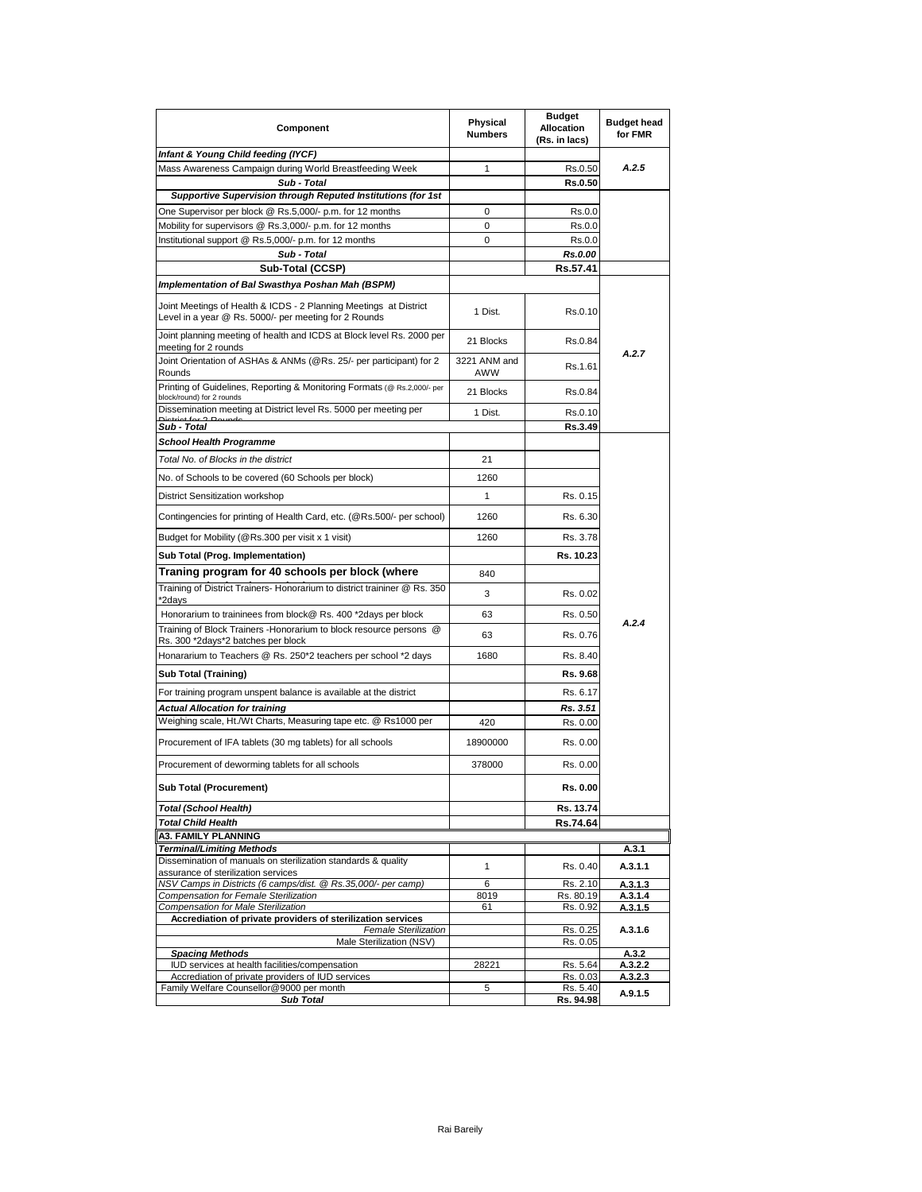| Component | Physical Numbers | Budget Allocation (Rs. in lacs) | Budget head for FMR |
|---|---|---|---|
| ***Infant & Young Child feeding (IYCF)*** | | | |
| Mass Awareness Campaign during World Breastfeeding Week | 1 | Rs.0.50 | *A.2.5* |
| ***Sub - Total*** | | **Rs.0.50** | |
| ***Supportive Supervision through Reputed Institutions (for 1st*** | | | |
| One Supervisor per block @ Rs.5,000/- p.m. for 12 months | 0 | Rs.0.0 | |
| Mobility for supervisors @ Rs.3,000/- p.m. for 12 months | 0 | Rs.0.0 | |
| Institutional support @ Rs.5,000/- p.m. for 12 months | 0 | Rs.0.0 | |
| ***Sub - Total*** | | ***Rs.0.00*** | |
| **Sub-Total (CCSP)** | | **Rs.57.41** | |
| ***Implementation of Bal Swasthya Poshan Mah (BSPM)*** | | | |
| Joint Meetings of Health & ICDS - 2 Planning Meetings at District Level in a year @ Rs. 5000/- per meeting for 2 Rounds | 1 Dist. | Rs.0.10 | *A.2.7* |
| Joint planning meeting of health and ICDS at Block level Rs. 2000 per meeting for 2 rounds | 21 Blocks | Rs.0.84 | |
| Joint Orientation of ASHAs & ANMs (@Rs. 25/- per participant) for 2 Rounds | 3221 ANM and AWW | Rs.1.61 | |
| Printing of Guidelines, Reporting & Monitoring Formats (@ Rs.2,000/- per block/round) for 2 rounds | 21 Blocks | Rs.0.84 | |
| Dissemination meeting at District level Rs. 5000 per meeting per District for 2 Rounds | 1 Dist. | Rs.0.10 | |
| ***Sub - Total*** | | **Rs.3.49** | |
| ***School Health Programme*** | | | *A.2.4* |
| *Total No. of Blocks in the district* | 21 | | |
| No. of Schools to be covered (60 Schools per block) | 1260 | | |
| District Sensitization workshop | 1 | Rs. 0.15 | |
| Contingencies for printing of Health Card, etc. (@Rs.500/- per school) | 1260 | Rs. 6.30 | |
| Budget for Mobility (@Rs.300 per visit x 1 visit) | 1260 | Rs. 3.78 | |
| **Sub Total (Prog. Implementation)** | | **Rs. 10.23** | |
| **Traning program for 40 schools per block (where** | 840 | | |
| Training of District Trainers- Honorarium to district traininer @ Rs. 350 *2days | 3 | Rs. 0.02 | |
| Honorarium to traininees from block@ Rs. 400 *2days per block | 63 | Rs. 0.50 | |
| Training of Block Trainers -Honorarium to block resource persons @ Rs. 300 *2days*2 batches per block | 63 | Rs. 0.76 | |
| Honararium to Teachers @ Rs. 250*2 teachers per school *2 days | 1680 | Rs. 8.40 | |
| **Sub Total (Training)** | | **Rs. 9.68** | |
| For training program unspent balance is available at the district | | Rs. 6.17 | |
| ***Actual Allocation for training*** | | ***Rs. 3.51*** | |
| Weighing scale, Ht./Wt Charts, Measuring tape etc. @ Rs1000 per | 420 | Rs. 0.00 | |
| Procurement of IFA tablets (30 mg tablets) for all schools | 18900000 | Rs. 0.00 | |
| Procurement of deworming tablets for all schools | 378000 | Rs. 0.00 | |
| **Sub Total (Procurement)** | | **Rs. 0.00** | |
| ***Total (School Health)*** | | **Rs. 13.74** | |
| ***Total Child Health*** | | **Rs.74.64** | |
| **A3. FAMILY PLANNING** | | | |
| ***Terminal/Limiting Methods*** | | | **A.3.1** |
| Dissemination of manuals on sterilization standards & quality assurance of sterilization services | 1 | Rs. 0.40 | **A.3.1.1** |
| *NSV Camps in Districts (6 camps/dist. @ Rs.35,000/- per camp)* | 6 | Rs. 2.10 | **A.3.1.3** |
| *Compensation for Female Sterilization* | 8019 | Rs. 80.19 | **A.3.1.4** |
| *Compensation for Male Sterilization* | 61 | Rs. 0.92 | **A.3.1.5** |
| **Accrediation of private providers of sterilization services** | | | **A.3.1.6** |
| *Female Sterilization* | | Rs. 0.25 | |
| Male Sterilization (NSV) | | Rs. 0.05 | |
| ***Spacing Methods*** | | | **A.3.2** |
| IUD services at health facilities/compensation | 28221 | Rs. 5.64 | **A.3.2.2** |
| Accrediation of private providers of IUD services | | Rs. 0.03 | **A.3.2.3** |
| Family Welfare Counsellor@9000 per month | 5 | Rs. 5.40 | **A.9.1.5** |
| ***Sub Total*** | | **Rs. 94.98** | |

Rai Bareily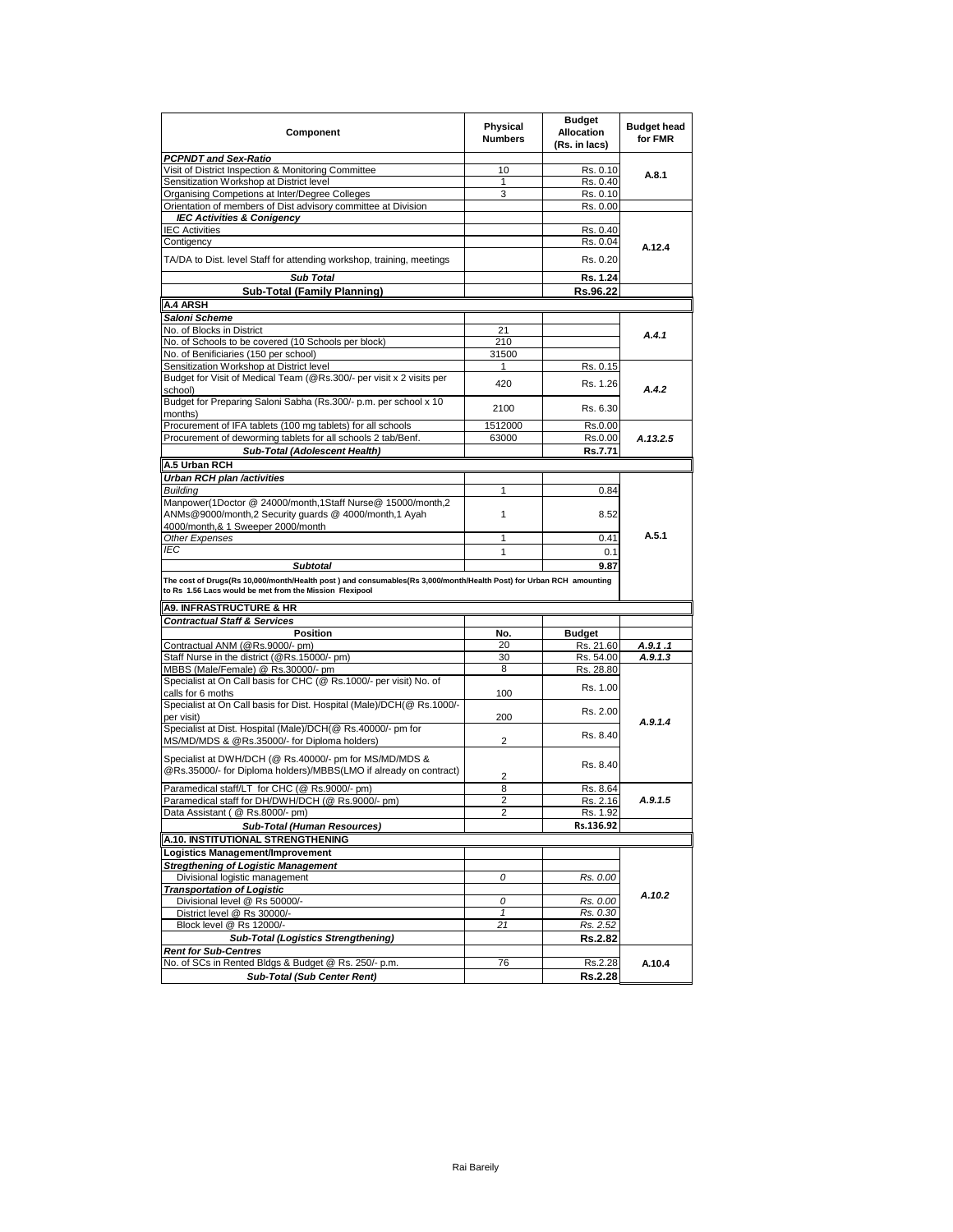| Component | Physical Numbers | Budget Allocation (Rs. in lacs) | Budget head for FMR |
|---|---|---|---|
| ***PCPNDT and Sex-Ratio*** | | | |
| Visit of District Inspection & Monitoring Committee | 10 | Rs. 0.10 | A.8.1 |
| Sensitization Workshop at District level | 1 | Rs. 0.40 | |
| Organising Competions at Inter/Degree Colleges | 3 | Rs. 0.10 | |
| Orientation of members of Dist advisory committee at Division | | Rs. 0.00 | |
| ***IEC Activities & Conigency*** | | | A.12.4 |
| IEC Activities | | Rs. 0.40 | |
| Contigency | | Rs. 0.04 | |
| TA/DA to Dist. level Staff for attending workshop, training, meetings | | Rs. 0.20 | |
| ***Sub Total*** | | **Rs. 1.24** | |
| **Sub-Total (Family Planning)** | | **Rs.96.22** | |
| **A.4 ARSH** | | | |
| ***Saloni Scheme*** | | | |
| No. of Blocks in District | 21 | | *A.4.1* |
| No. of Schools to be covered (10 Schools per block) | 210 | | |
| No. of Benificiaries (150 per school) | 31500 | | |
| Sensitization Workshop at District level | 1 | Rs. 0.15 | *A.4.2* |
| Budget for Visit of Medical Team (@Rs.300/- per visit x 2 visits per school) | 420 | Rs. 1.26 | |
| Budget for Preparing Saloni Sabha (Rs.300/- p.m. per school x 10 months) | 2100 | Rs. 6.30 | |
| Procurement of IFA tablets (100 mg tablets) for all schools | 1512000 | Rs.0.00 | *A.13.2.5* |
| Procurement of deworming tablets for all schools 2 tab/Benf. | 63000 | Rs.0.00 | |
| ***Sub-Total (Adolescent Health)*** | | **Rs.7.71** | |
| **A.5 Urban RCH** | | | |
| ***Urban RCH plan /activities*** | | | A.5.1 |
| *Building* | 1 | 0.84 | |
| Manpower(1Doctor @ 24000/month,1Staff Nurse@ 15000/month,2 ANMs@9000/month,2 Security guards @ 4000/month,1 Ayah 4000/month,& 1 Sweeper 2000/month | 1 | 8.52 | |
| *Other Expenses* | 1 | 0.41 | |
| *IEC* | 1 | 0.1 | |
| ***Subtotal*** | | **9.87** | |
| **The cost of Drugs(Rs 10,000/month/Health post ) and consumables(Rs 3,000/month/Health Post) for Urban RCH amounting to Rs 1.56 Lacs would be met from the Mission Flexipool** | | | |
| **A9. INFRASTRUCTURE & HR** | | | |
| ***Contractual Staff & Services*** | | | |
| **Position** | **No.** | **Budget** | |
| Contractual ANM (@Rs.9000/- pm) | 20 | Rs. 21.60 | ***A.9.1 .1*** |
| Staff Nurse in the district (@Rs.15000/- pm) | 30 | Rs. 54.00 | ***A.9.1.3*** |
| MBBS (Male/Female) @ Rs.30000/- pm | 8 | Rs. 28.80 | *A.9.1.4* |
| Specialist at On Call basis for CHC (@ Rs.1000/- per visit) No. of calls for 6 moths | 100 | Rs. 1.00 | |
| Specialist at On Call basis for Dist. Hospital (Male)/DCH(@ Rs.1000/- per visit) | 200 | Rs. 2.00 | |
| Specialist at Dist. Hospital (Male)/DCH(@ Rs.40000/- pm for MS/MD/MDS & @Rs.35000/- for Diploma holders) | 2 | Rs. 8.40 | |
| Specialist at DWH/DCH (@ Rs.40000/- pm for MS/MD/MDS & @Rs.35000/- for Diploma holders)/MBBS(LMO if already on contract) | 2 | Rs. 8.40 | |
| Paramedical staff/LT for CHC (@ Rs.9000/- pm) | 8 | Rs. 8.64 | *A.9.1.5* |
| Paramedical staff for DH/DWH/DCH (@ Rs.9000/- pm) | 2 | Rs. 2.16 | |
| Data Assistant ( @ Rs.8000/- pm) | 2 | Rs. 1.92 | |
| ***Sub-Total (Human Resources)*** | | **Rs.136.92** | |
| **A.10. INSTITUTIONAL STRENGTHENING** | | | |
| **Logistics Management/Improvement** | | | *A.10.2* |
| ***Stregthening of Logistic Management*** | | | |
| Divisional logistic management | *0* | *Rs. 0.00* | |
| ***Transportation of Logistic*** | | | |
| Divisional level @ Rs 50000/- | *0* | *Rs. 0.00* | |
| District level @ Rs 30000/- | *1* | *Rs. 0.30* | |
| Block level @ Rs 12000/- | *21* | *Rs. 2.52* | |
| ***Sub-Total (Logistics Strengthening)*** | | **Rs.2.82** | |
| ***Rent for Sub-Centres*** | | | |
| No. of SCs in Rented Bldgs & Budget @ Rs. 250/- p.m. | 76 | Rs.2.28 | A.10.4 |
| ***Sub-Total (Sub Center Rent)*** | | **Rs.2.28** | |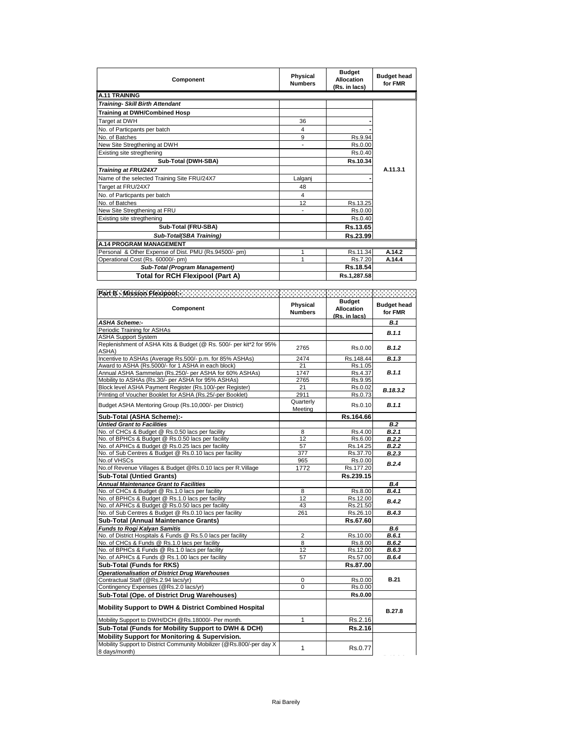| Component | Physical Numbers | Budget Allocation (Rs. in lacs) | Budget head for FMR |
|---|---|---|---|
| **A.11 TRAINING** | | | |
| ***Training- Skill Birth Attendant*** | | | |
| **Training at DWH/Combined Hosp** | | | A.11.3.1 |
| Target at DWH | 36 | - | |
| No. of Particpants per batch | 4 | - | |
| No. of Batches | 9 | Rs.9.94 | |
| New Site Stregthening at DWH | - | Rs.0.00 | |
| Existing site stregthening | | Rs.0.40 | |
| **Sub-Total (DWH-SBA)** | | **Rs.10.34** | |
| ***Training at FRU/24X7*** | | | |
| Name of the selected Training Site FRU/24X7 | Lalganj | - | |
| Target at FRU/24X7 | 48 | | |
| No. of Particpants per batch | 4 | | |
| No. of Batches | 12 | Rs.13.25 | |
| New Site Stregthening at FRU | - | Rs.0.00 | |
| Existing site stregthening | | Rs.0.40 | |
| **Sub-Total (FRU-SBA)** | | **Rs.13.65** | |
| ***Sub-Total(SBA Training)*** | | **Rs.23.99** | |
| **A.14 PROGRAM MANAGEMENT** | | | |
| Personal & Other Expense of Dist. PMU (Rs.94500/- pm) | 1 | Rs.11.34 | **A.14.2** |
| Operational Cost (Rs. 60000/- pm) | 1 | Rs.7.20 | **A.14.4** |
| ***Sub-Total (Program Management)*** | | **Rs.18.54** | |
| **Total for RCH Flexipool (Part A)** | | **Rs.1,287.58** | |

**Part B - Mission Flexipool:-**

| Component | Physical Numbers | Budget Allocation (Rs. in lacs) | Budget head for FMR |
|---|---|---|---|
| ***ASHA Scheme:-*** | | | ***B.1*** |
| Periodic Training for ASHAs | | | ***B.1.1*** |
| ASHA Support System | | | |
| Replenishment of ASHA Kits & Budget (@ Rs. 500/- per kit*2 for 95% ASHA) | 2765 | Rs.0.00 | ***B.1.2*** |
| Incentive to ASHAs (Average Rs.500/- p.m. for 85% ASHAs) | 2474 | Rs.148.44 | ***B.1.3*** |
| Award to ASHA (Rs.5000/- for 1 ASHA in each block) | 21 | Rs.1.05 | ***B.1.1*** |
| Annual ASHA Sammelan (Rs.250/- per ASHA for 60% ASHAs) | 1747 | Rs.4.37 | |
| Mobility to ASHAs (Rs.30/- per ASHA for 95% ASHAs) | 2765 | Rs.9.95 | |
| Block level ASHA Payment Register (Rs.100/-per Register) | 21 | Rs.0.02 | ***B.18.3.2*** |
| Printing of Voucher Booklet for ASHA (Rs.25/-per Booklet) | 2911 | Rs.0.73 | |
| Budget ASHA Mentoring Group (Rs.10,000/- per District) | Quarterly Meeting | Rs.0.10 | ***B.1.1*** |
| **Sub-Total (ASHA Scheme):-** | | **Rs.164.66** | |
| ***Untied Grant to Facilities*** | | | ***B.2*** |
| No. of CHCs & Budget @ Rs.0.50 lacs per facility | 8 | Rs.4.00 | ***B.2.1*** |
| No. of BPHCs & Budget @ Rs.0.50 lacs per facility | 12 | Rs.6.00 | ***B.2.2*** |
| No. of APHCs & Budget @ Rs.0.25 lacs per facility | 57 | Rs.14.25 | ***B.2.2*** |
| No. of Sub Centres & Budget @ Rs.0.10 lacs per facility | 377 | Rs.37.70 | ***B.2.3*** |
| No.of VHSCs | 965 | Rs.0.00 | ***B.2.4*** |
| No.of Revenue Villages & Budget @Rs.0.10 lacs per R.Village | 1772 | Rs.177.20 | |
| **Sub-Total (Untied Grants)** | | **Rs.239.15** | |
| ***Annual Maintenance Grant to Facilities*** | | | ***B.4*** |
| No. of CHCs & Budget @ Rs.1.0 lacs per facility | 8 | Rs.8.00 | ***B.4.1*** |
| No. of BPHCs & Budget @ Rs.1.0 lacs per facility | 12 | Rs.12.00 | ***B.4.2*** |
| No. of APHCs & Budget @ Rs.0.50 lacs per facility | 43 | Rs.21.50 | |
| No. of Sub Centres & Budget @ Rs.0.10 lacs per facility | 261 | Rs.26.10 | ***B.4.3*** |
| **Sub-Total (Annual Maintenance Grants)** | | **Rs.67.60** | |
| ***Funds to Rogi Kalyan Samitis*** | | | ***B.6*** |
| No. of District Hospitals & Funds @ Rs.5.0 lacs per facility | 2 | Rs.10.00 | ***B.6.1*** |
| No. of CHCs & Funds @ Rs.1.0 lacs per facility | 8 | Rs.8.00 | ***B.6.2*** |
| No. of BPHCs & Funds @ Rs.1.0 lacs per facility | 12 | Rs.12.00 | ***B.6.3*** |
| No. of APHCs & Funds @ Rs.1.00 lacs per facility | 57 | Rs.57.00 | ***B.6.4*** |
| **Sub-Total (Funds for RKS)** | | **Rs.87.00** | |
| ***Operationalisation of District Drug Warehouses*** | | | **B.21** |
| Contractual Staff (@Rs.2.94 lacs/yr) | 0 | Rs.0.00 | |
| Contingency Expenses (@Rs.2.0 lacs/yr) | 0 | Rs.0.00 | |
| **Sub-Total (Ope. of District Drug Warehouses)** | | **Rs.0.00** | |
| **Mobility Support to DWH & District Combined Hospital** | | | **B.27.8** |
| Mobility Support to DWH/DCH @Rs.18000/- Per month. | 1 | Rs.2.16 | |
| **Sub-Total (Funds for Mobility Support to DWH & DCH)** | | **Rs.2.16** | |
| **Mobility Support for Monitoring & Supervision.** | | | |
| Mobility Support to District Community Mobilizer (@Rs.800/-per day X 8 days/month) | 1 | Rs.0.77 | |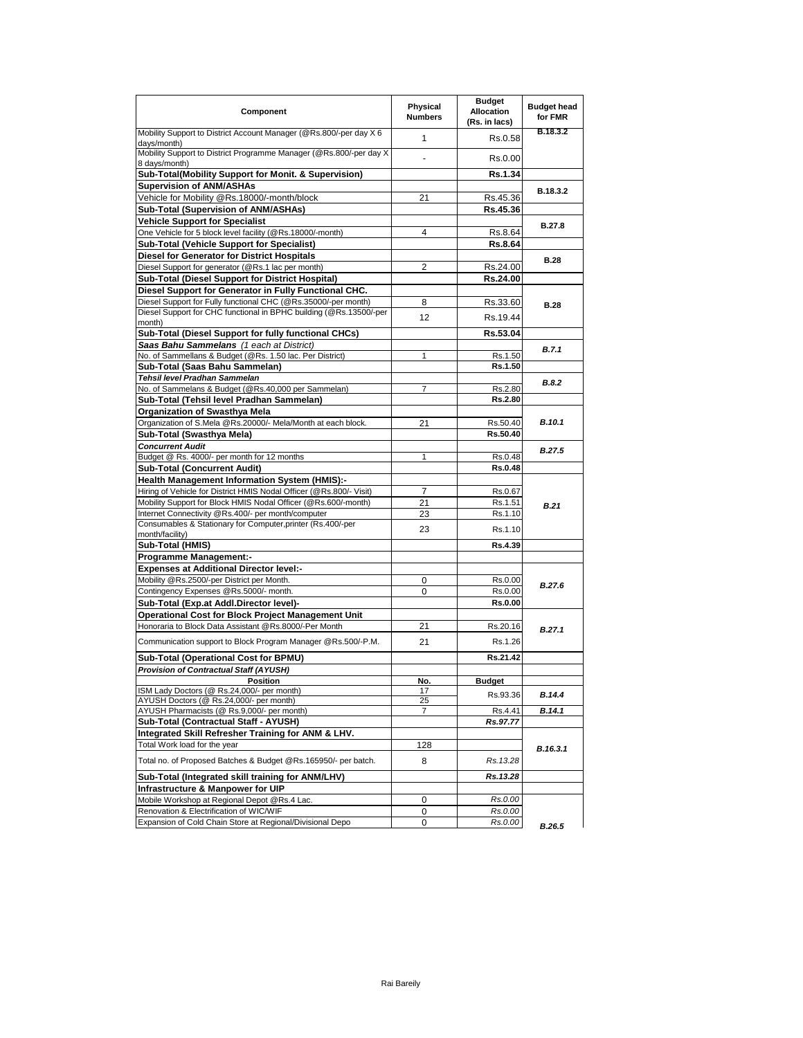| Component | Physical Numbers | Budget Allocation (Rs. in lacs) | Budget head for FMR |
|---|---|---|---|
| Mobility Support to District Account Manager (@Rs.800/-per day X 6 days/month) | 1 | Rs.0.58 | B.18.3.2 |
| Mobility Support to District Programme Manager (@Rs.800/-per day X 8 days/month) | - | Rs.0.00 | |
| **Sub-Total(Mobility Support for Monit. & Supervision)** | | **Rs.1.34** | |
| **Supervision of ANM/ASHAs** | | | B.18.3.2 |
| Vehicle for Mobility @Rs.18000/-month/block | 21 | Rs.45.36 | |
| **Sub-Total (Supervision of ANM/ASHAs)** | | **Rs.45.36** | |
| **Vehicle Support for Specialist** | | | B.27.8 |
| One Vehicle for 5 block level facility (@Rs.18000/-month) | 4 | Rs.8.64 | |
| **Sub-Total (Vehicle Support for Specialist)** | | **Rs.8.64** | |
| **Diesel for Generator for District Hospitals** | | | B.28 |
| Diesel Support for generator (@Rs.1 lac per month) | 2 | Rs.24.00 | |
| **Sub-Total (Diesel Support for District Hospital)** | | **Rs.24.00** | |
| **Diesel Support for Generator in Fully Functional CHC.** | | | |
| Diesel Support for Fully functional CHC (@Rs.35000/-per month) | 8 | Rs.33.60 | B.28 |
| Diesel Support for CHC functional in BPHC building (@Rs.13500/-per month) | 12 | Rs.19.44 | |
| **Sub-Total (Diesel Support for fully functional CHCs)** | | **Rs.53.04** | |
| ***Saas Bahu Sammelans** (1 each at District)* | | | *B.7.1* |
| No. of Sammellans & Budget (@Rs. 1.50 lac. Per District) | 1 | Rs.1.50 | |
| **Sub-Total (Saas Bahu Sammelan)** | | **Rs.1.50** | |
| ***Tehsil level Pradhan Sammelan*** | | | *B.8.2* |
| No. of Sammelans & Budget (@Rs.40,000 per Sammelan) | 7 | Rs.2.80 | |
| **Sub-Total (Tehsil level Pradhan Sammelan)** | | **Rs.2.80** | |
| **Organization of Swasthya Mela** | | | |
| Organization of S.Mela @Rs.20000/- Mela/Month at each block. | 21 | Rs.50.40 | *B.10.1* |
| **Sub-Total (Swasthya Mela)** | | **Rs.50.40** | |
| ***Concurrent Audit*** | | | *B.27.5* |
| Budget @ Rs. 4000/- per month for 12 months | 1 | Rs.0.48 | |
| **Sub-Total (Concurrent Audit)** | | **Rs.0.48** | |
| **Health Management Information System (HMIS):-** | | | |
| Hiring of Vehicle for District HMIS Nodal Officer (@Rs.800/- Visit) | 7 | Rs.0.67 | *B.21* |
| Mobility Support for Block HMIS Nodal Officer (@Rs.600/-month) | 21 | Rs.1.51 | |
| Internet Connectivity @Rs.400/- per month/computer | 23 | Rs.1.10 | |
| Consumables & Stationary for Computer,printer (Rs.400/-per month/facility) | 23 | Rs.1.10 | |
| **Sub-Total (HMIS)** | | **Rs.4.39** | |
| **Programme Management:-** | | | |
| **Expenses at Additional Director level:-** | | | |
| Mobility @Rs.2500/-per District per Month. | 0 | Rs.0.00 | *B.27.6* |
| Contingency Expenses @Rs.5000/- month. | 0 | Rs.0.00 | |
| **Sub-Total (Exp.at Addl.Director level)-** | | **Rs.0.00** | |
| **Operational Cost for Block Project Management Unit** | | | |
| Honoraria to Block Data Assistant @Rs.8000/-Per Month | 21 | Rs.20.16 | *B.27.1* |
| Communication support to Block Program Manager @Rs.500/-P.M. | 21 | Rs.1.26 | |
| **Sub-Total (Operational Cost for BPMU)** | | **Rs.21.42** | |
| ***Provision of Contractual Staff (AYUSH)*** | | | |
| **Position** | **No.** | **Budget** | |
| ISM Lady Doctors (@ Rs.24,000/- per month) | 17 | Rs.93.36 | *B.14.4* |
| AYUSH Doctors (@ Rs.24,000/- per month) | 25 | | |
| AYUSH Pharmacists (@ Rs.9,000/- per month) | 7 | Rs.4.41 | *B.14.1* |
| **Sub-Total (Contractual Staff - AYUSH)** | | ***Rs.97.77*** | |
| **Integrated Skill Refresher Training for ANM & LHV.** | | | |
| Total Work load for the year | 128 | | *B.16.3.1* |
| Total no. of Proposed Batches & Budget @Rs.165950/- per batch. | 8 | *Rs.13.28* | |
| **Sub-Total (Integrated skill training for ANM/LHV)** | | ***Rs.13.28*** | |
| **Infrastructure & Manpower for UIP** | | | |
| Mobile Workshop at Regional Depot @Rs.4 Lac. | 0 | *Rs.0.00* | |
| Renovation & Electrification of WIC/WIF | 0 | *Rs.0.00* | |
| Expansion of Cold Chain Store at Regional/Divisional Depo | 0 | *Rs.0.00* | *B.26.5* |

Rai Bareily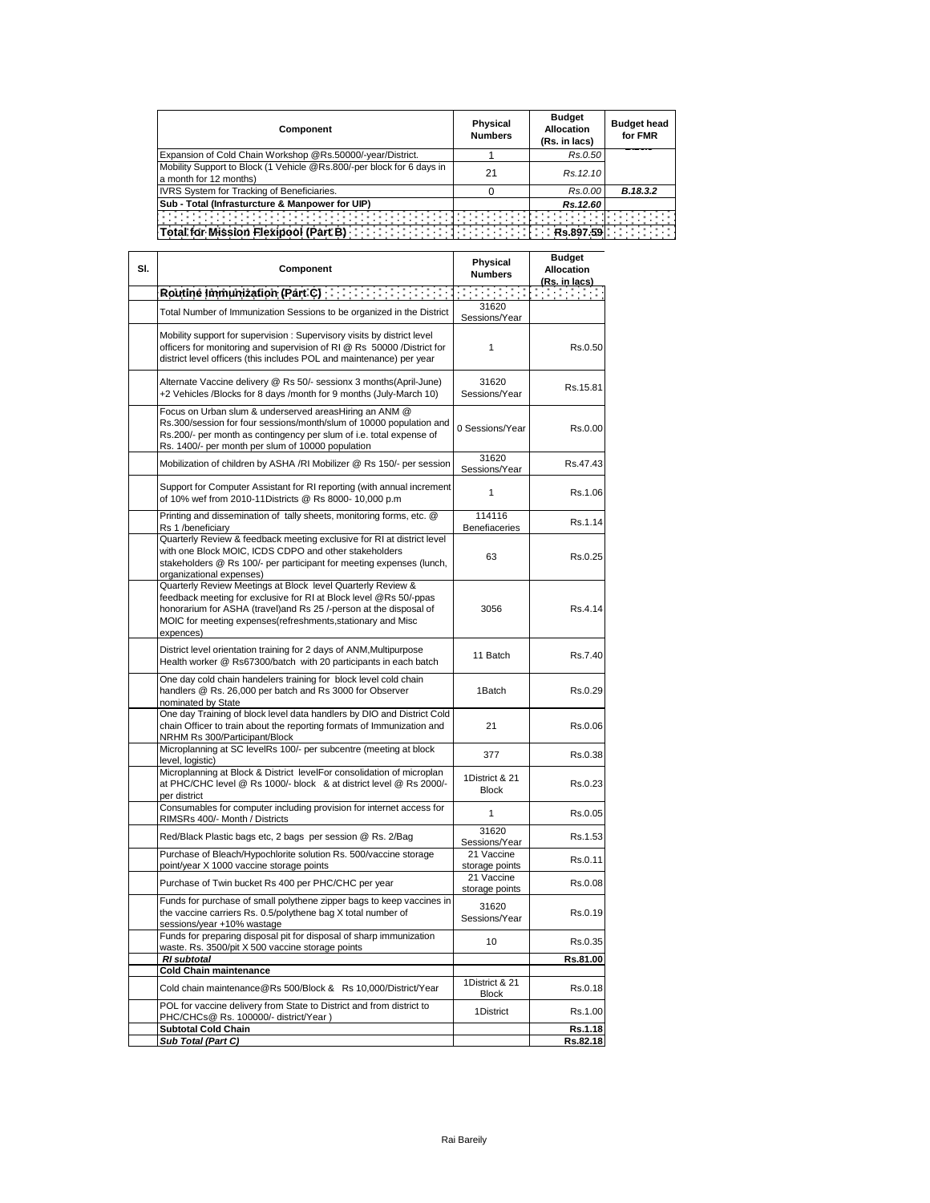| Component | Physical Numbers | Budget Allocation (Rs. in lacs) | Budget head for FMR |
|---|---|---|---|
| Expansion of Cold Chain Workshop @Rs.50000/-year/District. | 1 | Rs.0.50 | |
| Mobility Support to Block (1 Vehicle @Rs.800/-per block for 6 days in a month for 12 months) | 21 | Rs.12.10 | |
| IVRS System for Tracking of Beneficiaries. | 0 | Rs.0.00 | B.18.3.2 |
| **Sub - Total (Infrasturcture & Manpower for UIP)** | | **Rs.12.60** | |
| | | | |
| **Total for Mission Flexipool (Part B)** | | **Rs.897.59** | |

| Sl. | Component | Physical Numbers | Budget Allocation (Rs. in lacs) |
|---|---|---|---|
| | **Routine Immunization (Part C)** | | |
| | Total Number of Immunization Sessions to be organized in the District | 31620 Sessions/Year | |
| | Mobility support for supervision : Supervisory visits by district level officers for monitoring and supervision of RI @ Rs 50000 /District for district level officers (this includes POL and maintenance) per year | 1 | Rs.0.50 |
| | Alternate Vaccine delivery @ Rs 50/- sessionx 3 months(April-June) +2 Vehicles /Blocks for 8 days /month for 9 months (July-March 10) | 31620 Sessions/Year | Rs.15.81 |
| | Focus on Urban slum & underserved areasHiring an ANM @ Rs.300/session for four sessions/month/slum of 10000 population and Rs.200/- per month as contingency per slum of i.e. total expense of Rs. 1400/- per month per slum of 10000 population | 0 Sessions/Year | Rs.0.00 |
| | Mobilization of children by ASHA /RI Mobilizer @ Rs 150/- per session | 31620 Sessions/Year | Rs.47.43 |
| | Support for Computer Assistant for RI reporting (with annual increment of 10% wef from 2010-11Districts @ Rs 8000- 10,000 p.m | 1 | Rs.1.06 |
| | Printing and dissemination of tally sheets, monitoring forms, etc. @ Rs 1 /beneficiary | 114116 Benefiaceries | Rs.1.14 |
| | Quarterly Review & feedback meeting exclusive for RI at district level with one Block MOIC, ICDS CDPO and other stakeholders stakeholders @ Rs 100/- per participant for meeting expenses (lunch, organizational expenses) | 63 | Rs.0.25 |
| | Quarterly Review Meetings at Block level Quarterly Review & feedback meeting for exclusive for RI at Block level @Rs 50/-ppas honorarium for ASHA (travel)and Rs 25 /-person at the disposal of MOIC for meeting expenses(refreshments,stationary and Misc expences) | 3056 | Rs.4.14 |
| | District level orientation training for 2 days of ANM,Multipurpose Health worker @ Rs67300/batch with 20 participants in each batch | 11 Batch | Rs.7.40 |
| | One day cold chain handelers training for block level cold chain handlers @ Rs. 26,000 per batch and Rs 3000 for Observer nominated by State | 1Batch | Rs.0.29 |
| | One day Training of block level data handlers by DIO and District Cold chain Officer to train about the reporting formats of Immunization and NRHM Rs 300/Participant/Block | 21 | Rs.0.06 |
| | Microplanning at SC levelRs 100/- per subcentre (meeting at block level, logistic) | 377 | Rs.0.38 |
| | Microplanning at Block & District levelFor consolidation of microplan at PHC/CHC level @ Rs 1000/- block & at district level @ Rs 2000/- per district | 1District & 21 Block | Rs.0.23 |
| | Consumables for computer including provision for internet access for RIMSRs 400/- Month / Districts | 1 | Rs.0.05 |
| | Red/Black Plastic bags etc, 2 bags per session @ Rs. 2/Bag | 31620 Sessions/Year | Rs.1.53 |
| | Purchase of Bleach/Hypochlorite solution Rs. 500/vaccine storage point/year X 1000 vaccine storage points | 21 Vaccine storage points | Rs.0.11 |
| | Purchase of Twin bucket Rs 400 per PHC/CHC per year | 21 Vaccine storage points | Rs.0.08 |
| | Funds for purchase of small polythene zipper bags to keep vaccines in the vaccine carriers Rs. 0.5/polythene bag X total number of sessions/year +10% wastage | 31620 Sessions/Year | Rs.0.19 |
| | Funds for preparing disposal pit for disposal of sharp immunization waste. Rs. 3500/pit X 500 vaccine storage points | 10 | Rs.0.35 |
| | ***RI subtotal*** | | **Rs.81.00** |
| | **Cold Chain maintenance** | | |
| | Cold chain maintenance@Rs 500/Block & Rs 10,000/District/Year | 1District & 21 Block | Rs.0.18 |
| | POL for vaccine delivery from State to District and from district to PHC/CHCs@ Rs. 100000/- district/Year ) | 1District | Rs.1.00 |
| | **Subtotal Cold Chain** | | **Rs.1.18** |
| | ***Sub Total (Part C)*** | | **Rs.82.18** |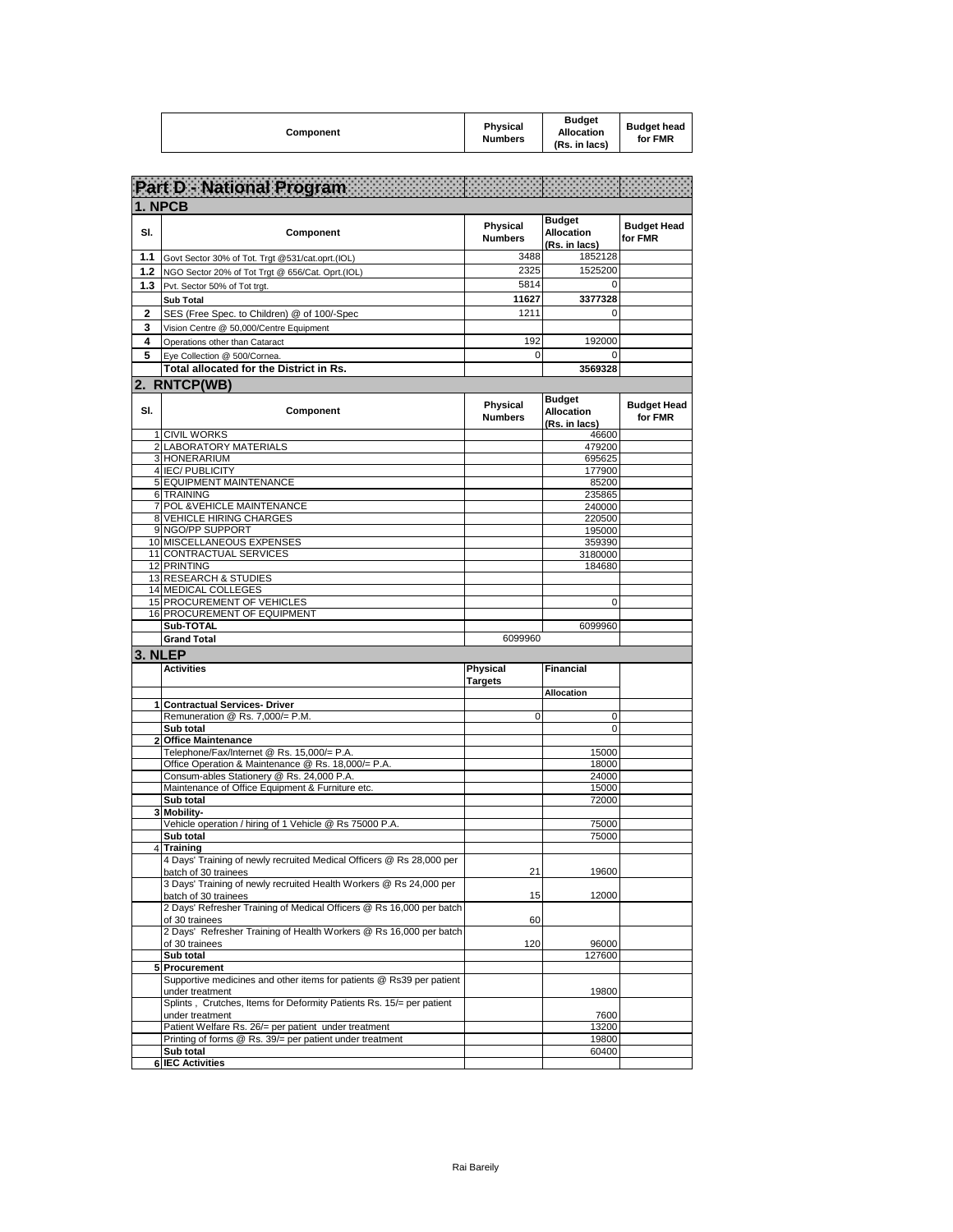| Component | Physical Numbers | Budget Allocation (Rs. in lacs) | Budget head for FMR |
|---|---|---|---|

## Part D - National Program

### 1. NPCB

| Sl. | Component | Physical Numbers | Budget Allocation (Rs. in lacs) | Budget Head for FMR |
|---|---|---|---|---|
| 1.1 | Govt Sector 30% of Tot. Trgt @531/cat.oprt.(IOL) | 3488 | 1852128 | |
| 1.2 | NGO Sector 20% of Tot Trgt @ 656/Cat. Oprt.(IOL) | 2325 | 1525200 | |
| 1.3 | Pvt. Sector 50% of Tot trgt. | 5814 | 0 | |
| | **Sub Total** | **11627** | **3377328** | |
| 2 | SES (Free Spec. to Children) @ of 100/-Spec | 1211 | 0 | |
| 3 | Vision Centre @ 50,000/Centre Equipment | | | |
| 4 | Operations other than Cataract | 192 | 192000 | |
| 5 | Eye Collection @ 500/Cornea. | 0 | 0 | |
| | **Total allocated for the District in Rs.** | | **3569328** | |

### 2. RNTCP(WB)

| Sl. | Component | Physical Numbers | Budget Allocation (Rs. in lacs) | Budget Head for FMR |
|---|---|---|---|---|
| 1 | CIVIL WORKS | | 46600 | |
| 2 | LABORATORY MATERIALS | | 479200 | |
| 3 | HONERARIUM | | 695625 | |
| 4 | IEC/ PUBLICITY | | 177900 | |
| 5 | EQUIPMENT MAINTENANCE | | 85200 | |
| 6 | TRAINING | | 235865 | |
| 7 | POL &VEHICLE MAINTENANCE | | 240000 | |
| 8 | VEHICLE HIRING CHARGES | | 220500 | |
| 9 | NGO/PP SUPPORT | | 195000 | |
| 10 | MISCELLANEOUS EXPENSES | | 359390 | |
| 11 | CONTRACTUAL SERVICES | | 3180000 | |
| 12 | PRINTING | | 184680 | |
| 13 | RESEARCH & STUDIES | | | |
| 14 | MEDICAL COLLEGES | | | |
| 15 | PROCUREMENT OF VEHICLES | | 0 | |
| 16 | PROCUREMENT OF EQUIPMENT | | | |
| | **Sub-TOTAL** | | 6099960 | |
| | **Grand Total** | 6099960 | | |

### 3. NLEP

| | Activities | Physical Targets | Financial Allocation | |
|---|---|---|---|---|
| 1 | **Contractual Services- Driver** | | | |
| | Remuneration @ Rs. 7,000/= P.M. | 0 | 0 | |
| | **Sub total** | | 0 | |
| 2 | **Office Maintenance** | | | |
| | Telephone/Fax/Internet @ Rs. 15,000/= P.A. | | 15000 | |
| | Office Operation & Maintenance @ Rs. 18,000/= P.A. | | 18000 | |
| | Consum-ables Stationery @ Rs. 24,000 P.A. | | 24000 | |
| | Maintenance of Office Equipment & Furniture etc. | | 15000 | |
| | **Sub total** | | 72000 | |
| 3 | **Mobility-** | | | |
| | Vehicle operation / hiring of 1 Vehicle @ Rs 75000 P.A. | | 75000 | |
| | **Sub total** | | 75000 | |
| 4 | **Training** | | | |
| | 4 Days' Training of newly recruited Medical Officers @ Rs 28,000 per batch of 30 trainees | 21 | 19600 | |
| | 3 Days' Training of newly recruited Health Workers @ Rs 24,000 per batch of 30 trainees | 15 | 12000 | |
| | 2 Days' Refresher Training of Medical Officers @ Rs 16,000 per batch of 30 trainees | 60 | | |
| | 2 Days' Refresher Training of Health Workers @ Rs 16,000 per batch of 30 trainees | 120 | 96000 | |
| | **Sub total** | | 127600 | |
| 5 | **Procurement** | | | |
| | Supportive medicines and other items for patients @ Rs39 per patient under treatment | | 19800 | |
| | Splints , Crutches, Items for Deformity Patients Rs. 15/= per patient under treatment | | 7600 | |
| | Patient Welfare Rs. 26/= per patient under treatment | | 13200 | |
| | Printing of forms @ Rs. 39/= per patient under treatment | | 19800 | |
| | **Sub total** | | 60400 | |
| 6 | **IEC Activities** | | | |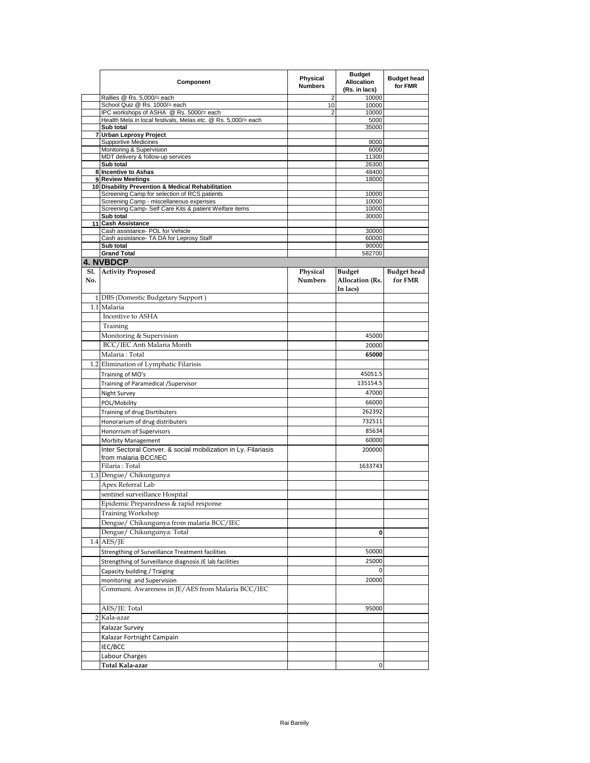| | Component | Physical Numbers | Budget Allocation (Rs. in lacs) | Budget head for FMR |
|---|---|---|---|---|
| | Rallies @ Rs. 5,000/= each | 2 | 10000 | |
| | School Quiz @ Rs. 1000/= each | 10 | 10000 | |
| | IPC workshops of ASHA @ Rs. 5000/= each | 2 | 10000 | |
| | Health Mela in local festivals, Melas etc. @ Rs. 5,000/= each | | 5000 | |
| | **Sub total** | | 35000 | |
| 7 | **Urban Leprosy Project** | | | |
| | Supportive Medicines | | 9000 | |
| | Monitoring & Supervision | | 6000 | |
| | MDT delivery & follow-up services | | 11300 | |
| | **Sub total** | | 26300 | |
| 8 | **Incentive to Ashas** | | 48400 | |
| 9 | **Review Meetings** | | 18000 | |
| 10 | **Disability Prevention & Medical Rehabilitation** | | | |
| | Screening Camp for selection of RCS patients | | 10000 | |
| | Screening Camp - miscellaneous expenses | | 10000 | |
| | Screening Camp- Self Care Kits & patient Welfare items | | 10000 | |
| | **Sub total** | | 30000 | |
| 11 | **Cash Assistance** | | | |
| | Cash assistance- POL for Vehicle | | 30000 | |
| | Cash assistance- TA DA for Leprosy Staff | | 60000 | |
| | **Sub total** | | 90000 | |
| | **Grand Total** | | 582700 | |

## 4. NVBDCP

| Sl. No. | Activity Proposed | Physical Numbers | Budget Allocation (Rs. In lacs) | Budget head for FMR |
|---|---|---|---|---|
| 1 | DBS (Domestic Budgetary Support ) | | | |
| 1.1 | Malaria | | | |
| | Incentive to ASHA | | | |
| | Training | | | |
| | Monitoring & Supervision | | 45000 | |
| | BCC/IEC Anti Malaria Month | | 20000 | |
| | Malaria : Total | | **65000** | |
| 1.2 | Elimination of Lymphatic Filarisis | | | |
| | Training of MO's | | 45051.5 | |
| | Training of Paramedical /Supervisor | | 135154.5 | |
| | Night Survey | | 47000 | |
| | POL/Mobility | | 66000 | |
| | Training of drug Disrtibuters | | 262392 | |
| | Honorarium of drug distributers | | 732511 | |
| | Honorrium of Supervisors | | 85634 | |
| | Morbity Management | | 60000 | |
| | Inter Sectoral Conver. & social mobilization in Ly. Filariasis from malaria BCC/IEC | | 200000 | |
| | Filaria : Total | | 1633743 | |
| 1.3 | Dengue/ Chikungunya | | | |
| | Apex Referral Lab | | | |
| | sentinel surveillance Hospital | | | |
| | Epidemic Preparedness & rapid response | | | |
| | Training Workshop | | | |
| | Dengue/ Chikungunya from malaria BCC/IEC | | | |
| | Dengue/ Chikungunya: Total | | **0** | |
| 1.4 | AES/JE | | | |
| | Strengthing of Surveillance Treatment facilities | | 50000 | |
| | Strengthing of Surveillance diagnosis JE lab facilities | | 25000 | |
| | Capacity building / Traiging | | 0 | |
| | monitoring and Supervision | | 20000 | |
| | Communi. Awareness in JE/AES from Malaria BCC/IEC | | | |
| | AES/JE: Total | | 95000 | |
| 2 | Kala-azar | | | |
| | Kalazar Survey | | | |
| | Kalazar Fortnight Campain | | | |
| | IEC/BCC | | | |
| | Labour Charges | | | |
| | **Total Kala-azar** | | 0 | |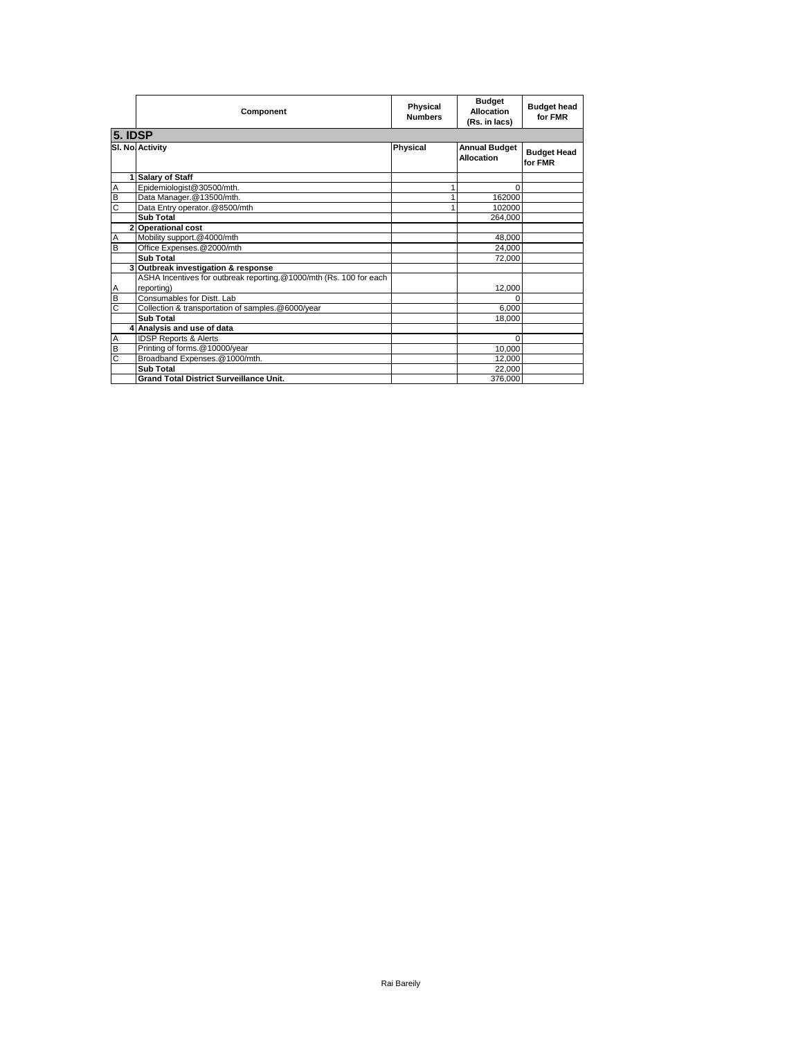| | Component | Physical Numbers | Budget Allocation (Rs. in lacs) | Budget head for FMR |
|---|---|---|---|---|
| **5. IDSP** | | | | |
| **Sl. No.** | **Activity** | **Physical** | **Annual Budget Allocation** | **Budget Head for FMR** |
| **1** | **Salary of Staff** | | | |
| A | Epidemiologist@30500/mth. | 1 | 0 | |
| B | Data Manager.@13500/mth. | 1 | 162000 | |
| C | Data Entry operator.@8500/mth | 1 | 102000 | |
| | **Sub Total** | | 264,000 | |
| **2** | **Operational cost** | | | |
| A | Mobility support.@4000/mth | | 48,000 | |
| B | Office Expenses.@2000/mth | | 24,000 | |
| | **Sub Total** | | 72,000 | |
| **3** | **Outbreak investigation & response** | | | |
| A | ASHA Incentives for outbreak reporting.@1000/mth (Rs. 100 for each reporting) | | 12,000 | |
| B | Consumables for Distt. Lab | | 0 | |
| C | Collection & transportation of samples.@6000/year | | 6,000 | |
| | **Sub Total** | | 18,000 | |
| **4** | **Analysis and use of data** | | | |
| A | IDSP Reports & Alerts | | 0 | |
| B | Printing of forms.@10000/year | | 10,000 | |
| C | Broadband Expenses.@1000/mth. | | 12,000 | |
| | **Sub Total** | | 22,000 | |
| | **Grand Total District Surveillance Unit.** | | 376,000 | |

Rai Bareily